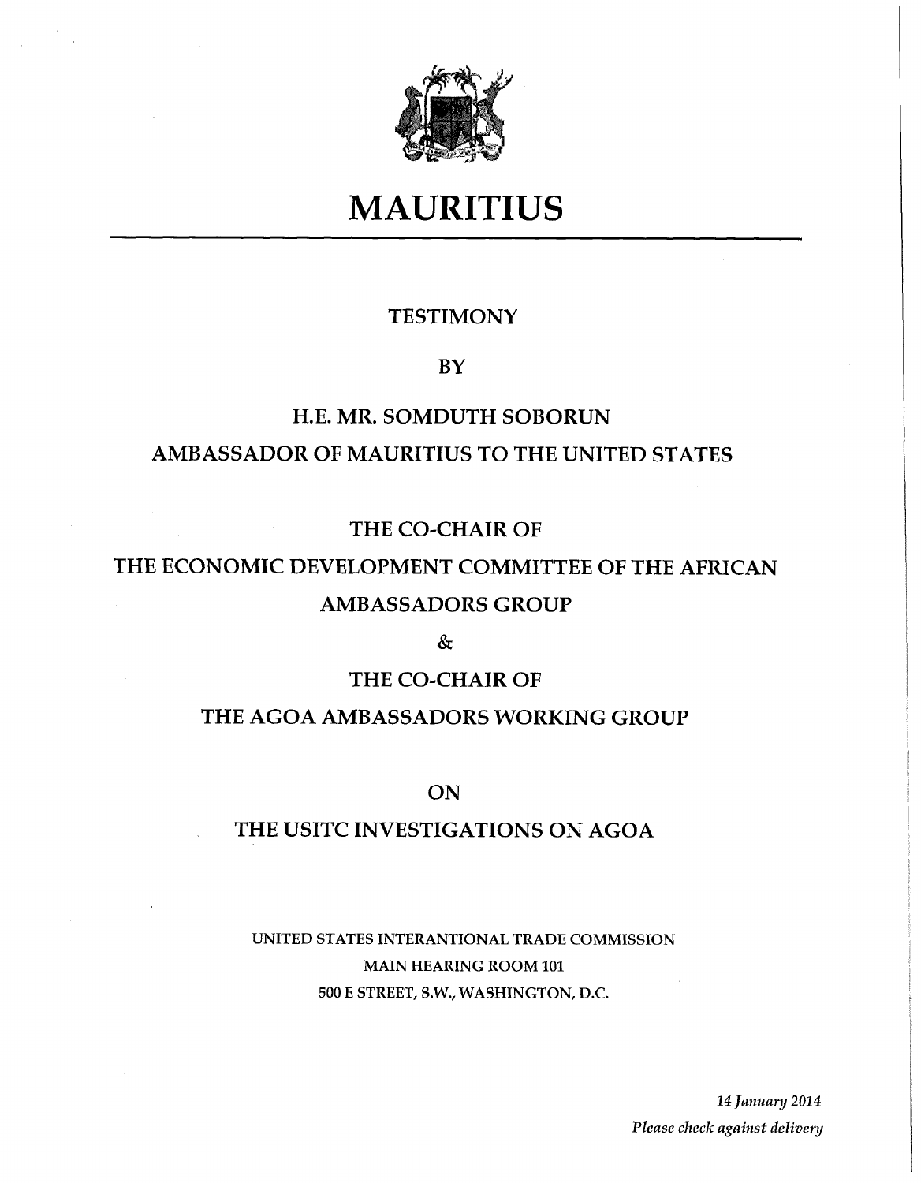# MAURITIUS

TESTIMONY

BY

H.E. MR. SOMDUTH SOBORUN

AMBASSADOR OF MAURITIUS TO THE UNITED STATES

THE CO-CHAIR OF

THE ECONOMIC DEVELOPMENT COMMITTEE OF THE AFRICAN AMBASSADORS GROUP

&

THE CO-CHAIR OF

THE AGOA AMBASSADORS WORKING GROUP

ON

THE USITC INVESTIGATIONS ON AGOA

UNITED STATES INTERANTIONAL TRADE COMMISSION
MAIN HEARING ROOM 101
500 E STREET, S.W., WASHINGTON, D.C.

*14 January 2014*

*Please check against delivery*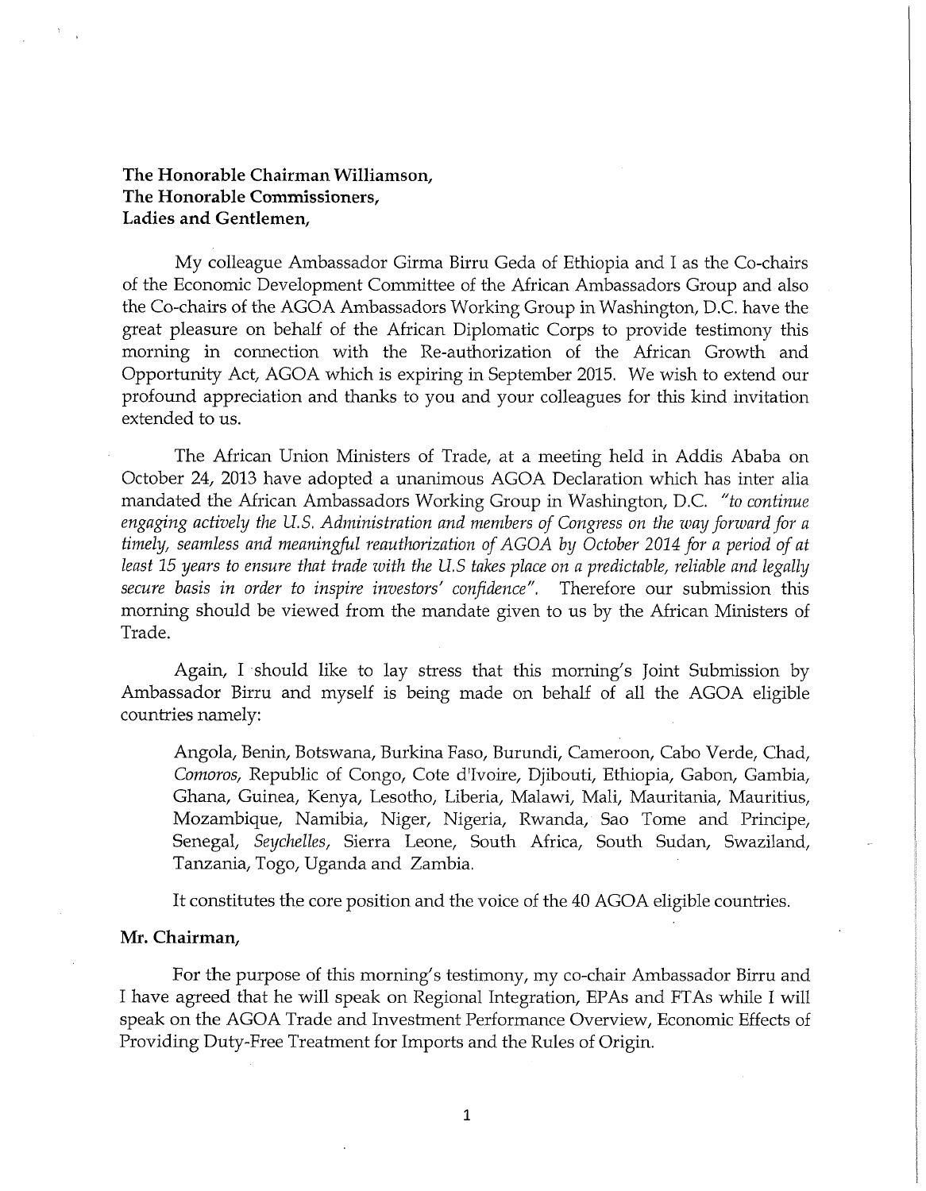**The Honorable Chairman Williamson,**
**The Honorable Commissioners,**
**Ladies and Gentlemen,**

My colleague Ambassador Girma Birru Geda of Ethiopia and I as the Co-chairs of the Economic Development Committee of the African Ambassadors Group and also the Co-chairs of the AGOA Ambassadors Working Group in Washington, D.C. have the great pleasure on behalf of the African Diplomatic Corps to provide testimony this morning in connection with the Re-authorization of the African Growth and Opportunity Act, AGOA which is expiring in September 2015. We wish to extend our profound appreciation and thanks to you and your colleagues for this kind invitation extended to us.

The African Union Ministers of Trade, at a meeting held in Addis Ababa on October 24, 2013 have adopted a unanimous AGOA Declaration which has inter alia mandated the African Ambassadors Working Group in Washington, D.C. *"to continue engaging actively the U.S. Administration and members of Congress on the way forward for a timely, seamless and meaningful reauthorization of AGOA by October 2014 for a period of at least 15 years to ensure that trade with the U.S takes place on a predictable, reliable and legally secure basis in order to inspire investors' confidence".* Therefore our submission this morning should be viewed from the mandate given to us by the African Ministers of Trade.

Again, I should like to lay stress that this morning's Joint Submission by Ambassador Birru and myself is being made on behalf of all the AGOA eligible countries namely:

> Angola, Benin, Botswana, Burkina Faso, Burundi, Cameroon, Cabo Verde, Chad, *Comoros*, Republic of Congo, Cote d'Ivoire, Djibouti, Ethiopia, Gabon, Gambia, Ghana, Guinea, Kenya, Lesotho, Liberia, Malawi, Mali, Mauritania, Mauritius, Mozambique, Namibia, Niger, Nigeria, Rwanda, Sao Tome and Principe, Senegal, *Seychelles*, Sierra Leone, South Africa, South Sudan, Swaziland, Tanzania, Togo, Uganda and Zambia.

It constitutes the core position and the voice of the 40 AGOA eligible countries.

**Mr. Chairman,**

For the purpose of this morning's testimony, my co-chair Ambassador Birru and I have agreed that he will speak on Regional Integration, EPAs and FTAs while I will speak on the AGOA Trade and Investment Performance Overview, Economic Effects of Providing Duty-Free Treatment for Imports and the Rules of Origin.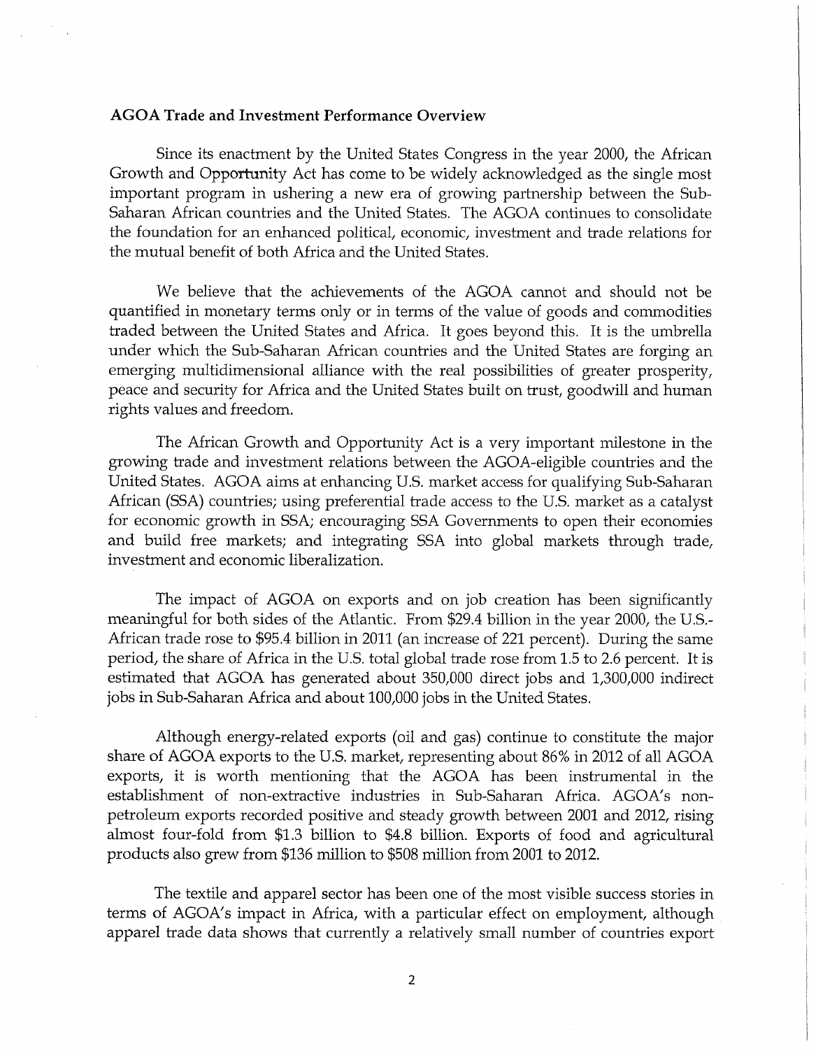**AGOA Trade and Investment Performance Overview**

Since its enactment by the United States Congress in the year 2000, the African Growth and Opportunity Act has come to be widely acknowledged as the single most important program in ushering a new era of growing partnership between the Sub-Saharan African countries and the United States. The AGOA continues to consolidate the foundation for an enhanced political, economic, investment and trade relations for the mutual benefit of both Africa and the United States.

We believe that the achievements of the AGOA cannot and should not be quantified in monetary terms only or in terms of the value of goods and commodities traded between the United States and Africa. It goes beyond this. It is the umbrella under which the Sub-Saharan African countries and the United States are forging an emerging multidimensional alliance with the real possibilities of greater prosperity, peace and security for Africa and the United States built on trust, goodwill and human rights values and freedom.

The African Growth and Opportunity Act is a very important milestone in the growing trade and investment relations between the AGOA-eligible countries and the United States. AGOA aims at enhancing U.S. market access for qualifying Sub-Saharan African (SSA) countries; using preferential trade access to the U.S. market as a catalyst for economic growth in SSA; encouraging SSA Governments to open their economies and build free markets; and integrating SSA into global markets through trade, investment and economic liberalization.

The impact of AGOA on exports and on job creation has been significantly meaningful for both sides of the Atlantic. From $29.4 billion in the year 2000, the U.S.-African trade rose to $95.4 billion in 2011 (an increase of 221 percent). During the same period, the share of Africa in the U.S. total global trade rose from 1.5 to 2.6 percent. It is estimated that AGOA has generated about 350,000 direct jobs and 1,300,000 indirect jobs in Sub-Saharan Africa and about 100,000 jobs in the United States.

Although energy-related exports (oil and gas) continue to constitute the major share of AGOA exports to the U.S. market, representing about 86% in 2012 of all AGOA exports, it is worth mentioning that the AGOA has been instrumental in the establishment of non-extractive industries in Sub-Saharan Africa. AGOA's non-petroleum exports recorded positive and steady growth between 2001 and 2012, rising almost four-fold from $1.3 billion to $4.8 billion. Exports of food and agricultural products also grew from $136 million to $508 million from 2001 to 2012.

The textile and apparel sector has been one of the most visible success stories in terms of AGOA's impact in Africa, with a particular effect on employment, although apparel trade data shows that currently a relatively small number of countries export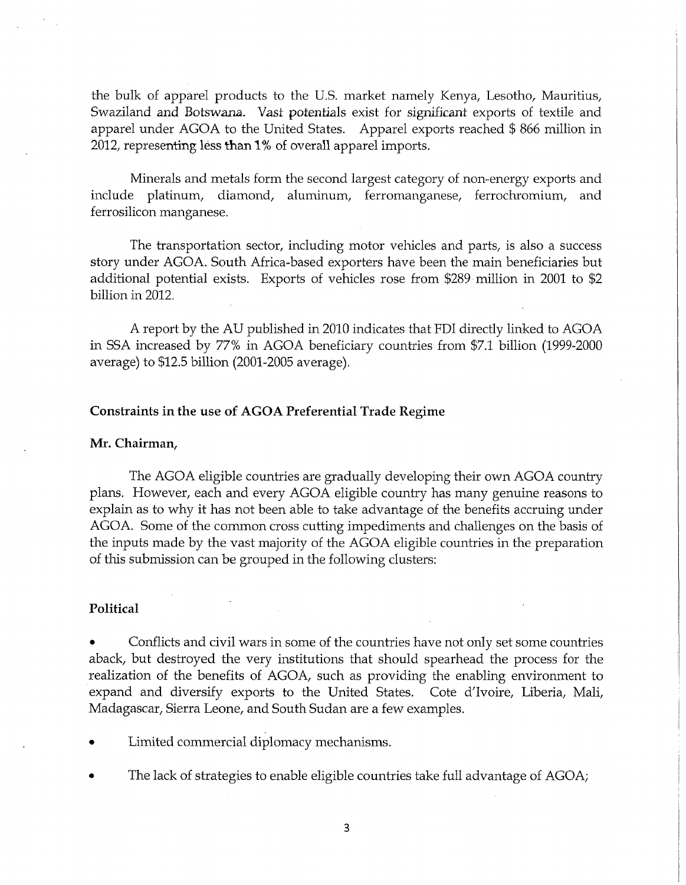the bulk of apparel products to the U.S. market namely Kenya, Lesotho, Mauritius, Swaziland and Botswana. Vast potentials exist for significant exports of textile and apparel under AGOA to the United States. Apparel exports reached $ 866 million in 2012, representing less than 1% of overall apparel imports.

Minerals and metals form the second largest category of non-energy exports and include platinum, diamond, aluminum, ferromanganese, ferrochromium, and ferrosilicon manganese.

The transportation sector, including motor vehicles and parts, is also a success story under AGOA. South Africa-based exporters have been the main beneficiaries but additional potential exists. Exports of vehicles rose from $289 million in 2001 to $2 billion in 2012.

A report by the AU published in 2010 indicates that FDI directly linked to AGOA in SSA increased by 77% in AGOA beneficiary countries from $7.1 billion (1999-2000 average) to $12.5 billion (2001-2005 average).

**Constraints in the use of AGOA Preferential Trade Regime**

**Mr. Chairman,**

The AGOA eligible countries are gradually developing their own AGOA country plans. However, each and every AGOA eligible country has many genuine reasons to explain as to why it has not been able to take advantage of the benefits accruing under AGOA. Some of the common cross cutting impediments and challenges on the basis of the inputs made by the vast majority of the AGOA eligible countries in the preparation of this submission can be grouped in the following clusters:

**Political**

- Conflicts and civil wars in some of the countries have not only set some countries aback, but destroyed the very institutions that should spearhead the process for the realization of the benefits of AGOA, such as providing the enabling environment to expand and diversify exports to the United States. Cote d'Ivoire, Liberia, Mali, Madagascar, Sierra Leone, and South Sudan are a few examples.
- Limited commercial diplomacy mechanisms.
- The lack of strategies to enable eligible countries take full advantage of AGOA;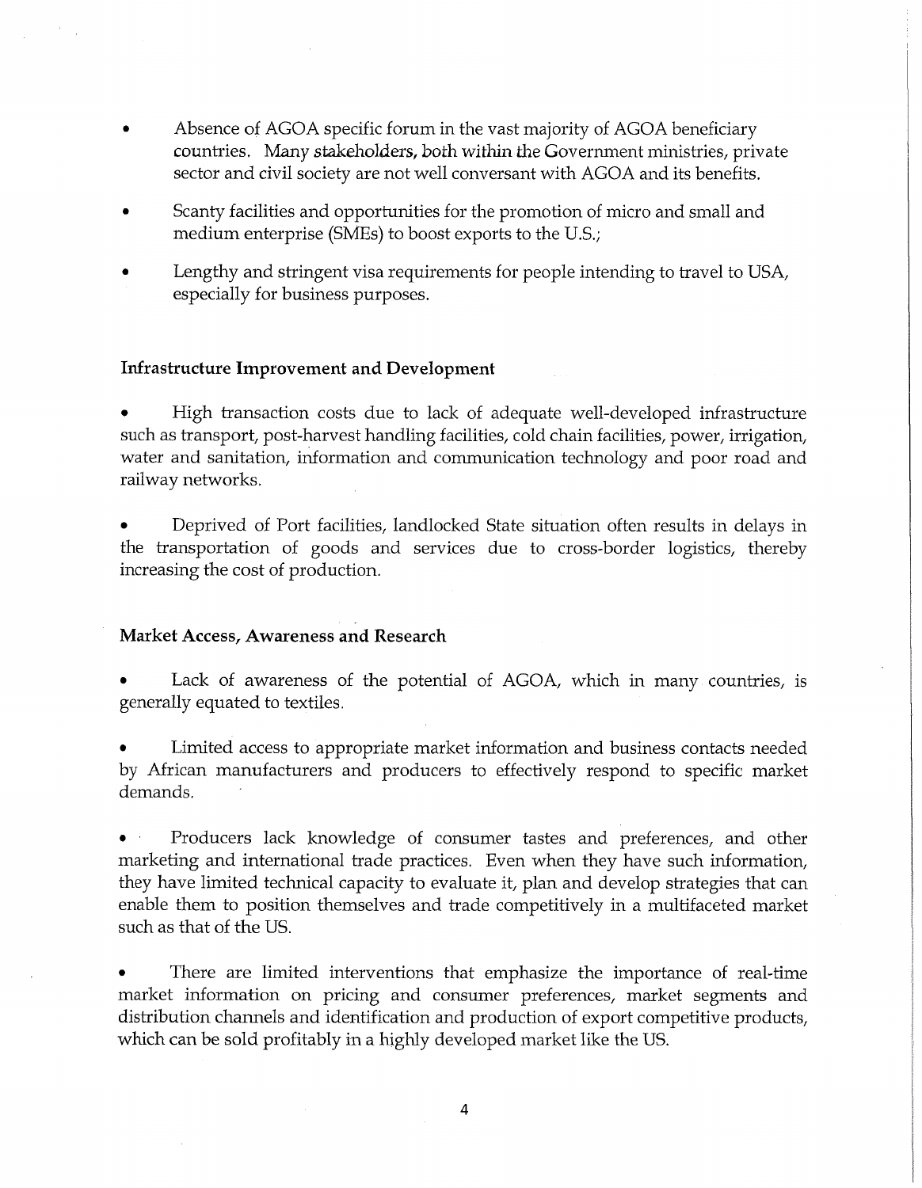- Absence of AGOA specific forum in the vast majority of AGOA beneficiary countries. Many stakeholders, both within the Government ministries, private sector and civil society are not well conversant with AGOA and its benefits.

- Scanty facilities and opportunities for the promotion of micro and small and medium enterprise (SMEs) to boost exports to the U.S.;

- Lengthy and stringent visa requirements for people intending to travel to USA, especially for business purposes.

**Infrastructure Improvement and Development**

- High transaction costs due to lack of adequate well-developed infrastructure such as transport, post-harvest handling facilities, cold chain facilities, power, irrigation, water and sanitation, information and communication technology and poor road and railway networks.

- Deprived of Port facilities, landlocked State situation often results in delays in the transportation of goods and services due to cross-border logistics, thereby increasing the cost of production.

**Market Access, Awareness and Research**

- Lack of awareness of the potential of AGOA, which in many countries, is generally equated to textiles.

- Limited access to appropriate market information and business contacts needed by African manufacturers and producers to effectively respond to specific market demands.

- Producers lack knowledge of consumer tastes and preferences, and other marketing and international trade practices. Even when they have such information, they have limited technical capacity to evaluate it, plan and develop strategies that can enable them to position themselves and trade competitively in a multifaceted market such as that of the US.

- There are limited interventions that emphasize the importance of real-time market information on pricing and consumer preferences, market segments and distribution channels and identification and production of export competitive products, which can be sold profitably in a highly developed market like the US.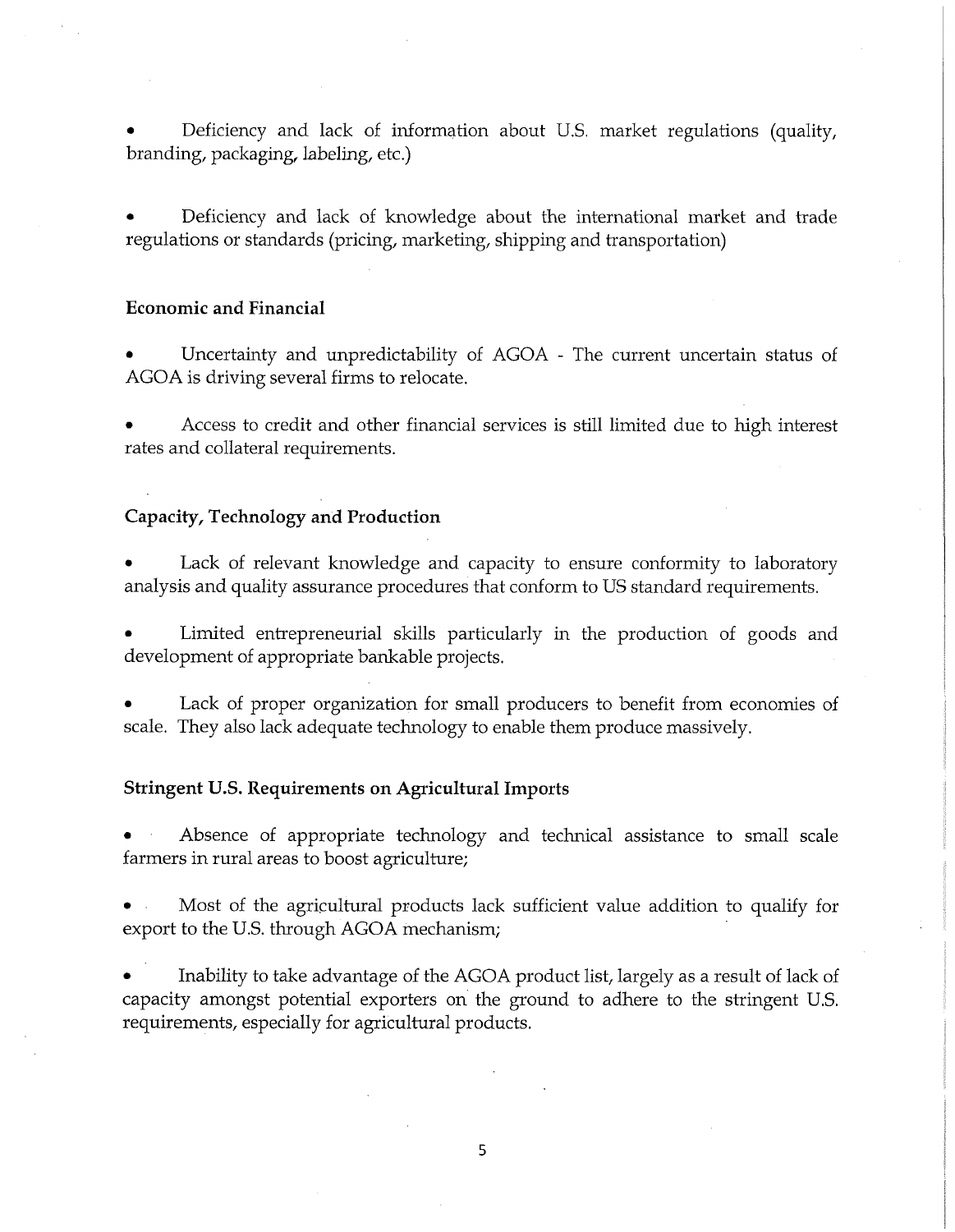- Deficiency and lack of information about U.S. market regulations (quality, branding, packaging, labeling, etc.)

- Deficiency and lack of knowledge about the international market and trade regulations or standards (pricing, marketing, shipping and transportation)

**Economic and Financial**

- Uncertainty and unpredictability of AGOA - The current uncertain status of AGOA is driving several firms to relocate.

- Access to credit and other financial services is still limited due to high interest rates and collateral requirements.

**Capacity, Technology and Production**

- Lack of relevant knowledge and capacity to ensure conformity to laboratory analysis and quality assurance procedures that conform to US standard requirements.

- Limited entrepreneurial skills particularly in the production of goods and development of appropriate bankable projects.

- Lack of proper organization for small producers to benefit from economies of scale. They also lack adequate technology to enable them produce massively.

**Stringent U.S. Requirements on Agricultural Imports**

- Absence of appropriate technology and technical assistance to small scale farmers in rural areas to boost agriculture;

- Most of the agricultural products lack sufficient value addition to qualify for export to the U.S. through AGOA mechanism;

- Inability to take advantage of the AGOA product list, largely as a result of lack of capacity amongst potential exporters on the ground to adhere to the stringent U.S. requirements, especially for agricultural products.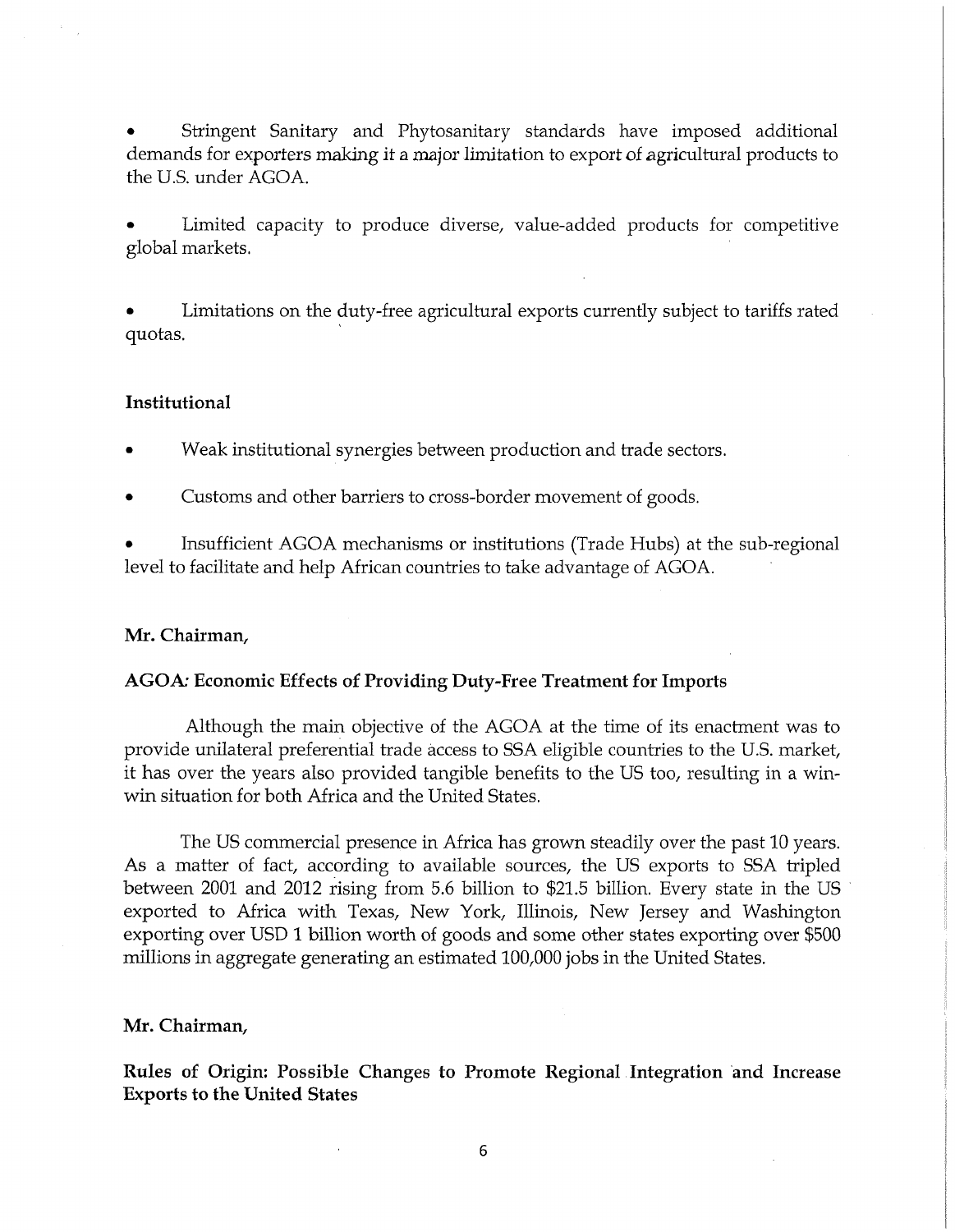- Stringent Sanitary and Phytosanitary standards have imposed additional demands for exporters making it a major limitation to export of agricultural products to the U.S. under AGOA.

- Limited capacity to produce diverse, value-added products for competitive global markets.

- Limitations on the duty-free agricultural exports currently subject to tariffs rated quotas.

**Institutional**

- Weak institutional synergies between production and trade sectors.

- Customs and other barriers to cross-border movement of goods.

- Insufficient AGOA mechanisms or institutions (Trade Hubs) at the sub-regional level to facilitate and help African countries to take advantage of AGOA.

**Mr. Chairman,**

**AGOA: Economic Effects of Providing Duty-Free Treatment for Imports**

Although the main objective of the AGOA at the time of its enactment was to provide unilateral preferential trade access to SSA eligible countries to the U.S. market, it has over the years also provided tangible benefits to the US too, resulting in a win-win situation for both Africa and the United States.

The US commercial presence in Africa has grown steadily over the past 10 years. As a matter of fact, according to available sources, the US exports to SSA tripled between 2001 and 2012 rising from 5.6 billion to $21.5 billion. Every state in the US exported to Africa with Texas, New York, Illinois, New Jersey and Washington exporting over USD 1 billion worth of goods and some other states exporting over $500 millions in aggregate generating an estimated 100,000 jobs in the United States.

**Mr. Chairman,**

**Rules of Origin: Possible Changes to Promote Regional Integration and Increase Exports to the United States**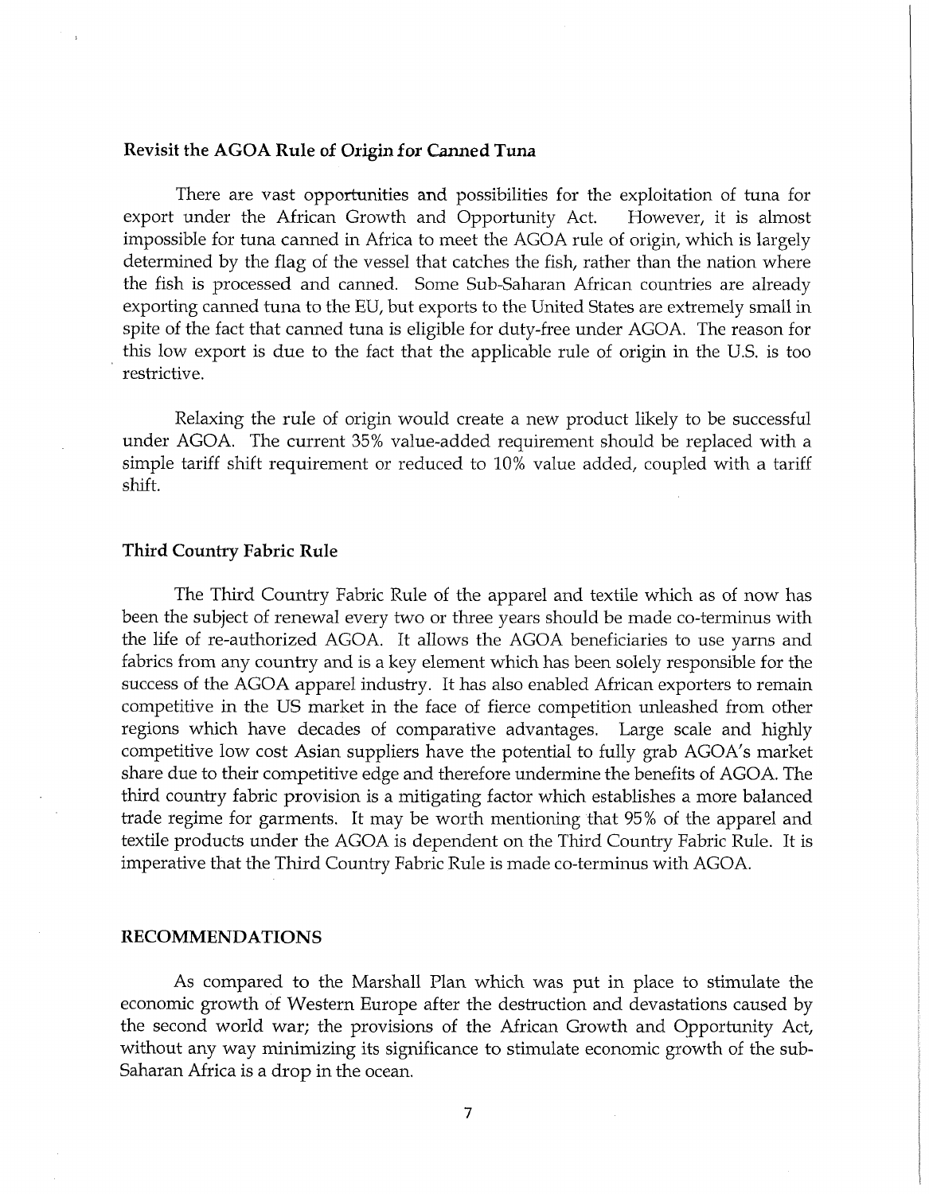### Revisit the AGOA Rule of Origin for Canned Tuna

There are vast opportunities and possibilities for the exploitation of tuna for export under the African Growth and Opportunity Act. However, it is almost impossible for tuna canned in Africa to meet the AGOA rule of origin, which is largely determined by the flag of the vessel that catches the fish, rather than the nation where the fish is processed and canned. Some Sub-Saharan African countries are already exporting canned tuna to the EU, but exports to the United States are extremely small in spite of the fact that canned tuna is eligible for duty-free under AGOA. The reason for this low export is due to the fact that the applicable rule of origin in the U.S. is too restrictive.

Relaxing the rule of origin would create a new product likely to be successful under AGOA. The current 35% value-added requirement should be replaced with a simple tariff shift requirement or reduced to 10% value added, coupled with a tariff shift.

### Third Country Fabric Rule

The Third Country Fabric Rule of the apparel and textile which as of now has been the subject of renewal every two or three years should be made co-terminus with the life of re-authorized AGOA. It allows the AGOA beneficiaries to use yarns and fabrics from any country and is a key element which has been solely responsible for the success of the AGOA apparel industry. It has also enabled African exporters to remain competitive in the US market in the face of fierce competition unleashed from other regions which have decades of comparative advantages. Large scale and highly competitive low cost Asian suppliers have the potential to fully grab AGOA's market share due to their competitive edge and therefore undermine the benefits of AGOA. The third country fabric provision is a mitigating factor which establishes a more balanced trade regime for garments. It may be worth mentioning that 95% of the apparel and textile products under the AGOA is dependent on the Third Country Fabric Rule. It is imperative that the Third Country Fabric Rule is made co-terminus with AGOA.

## RECOMMENDATIONS

As compared to the Marshall Plan which was put in place to stimulate the economic growth of Western Europe after the destruction and devastations caused by the second world war; the provisions of the African Growth and Opportunity Act, without any way minimizing its significance to stimulate economic growth of the sub-Saharan Africa is a drop in the ocean.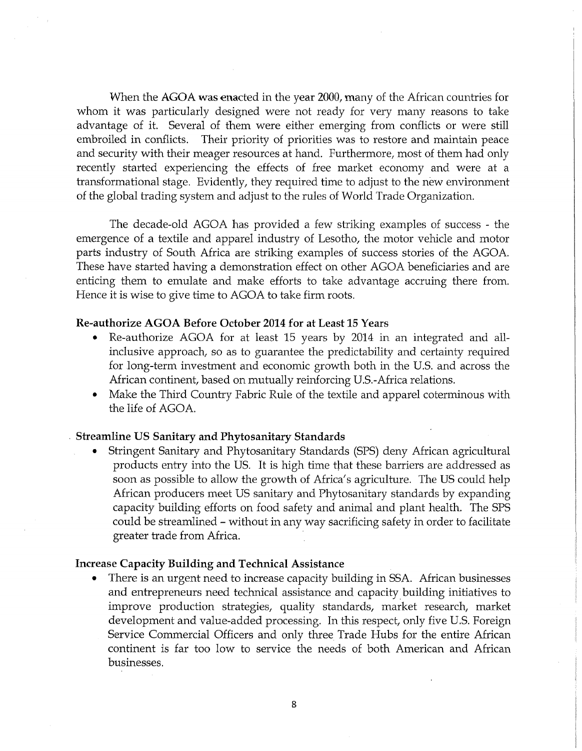When the AGOA was enacted in the year 2000, many of the African countries for whom it was particularly designed were not ready for very many reasons to take advantage of it. Several of them were either emerging from conflicts or were still embroiled in conflicts. Their priority of priorities was to restore and maintain peace and security with their meager resources at hand. Furthermore, most of them had only recently started experiencing the effects of free market economy and were at a transformational stage. Evidently, they required time to adjust to the new environment of the global trading system and adjust to the rules of World Trade Organization.

The decade-old AGOA has provided a few striking examples of success - the emergence of a textile and apparel industry of Lesotho, the motor vehicle and motor parts industry of South Africa are striking examples of success stories of the AGOA. These have started having a demonstration effect on other AGOA beneficiaries and are enticing them to emulate and make efforts to take advantage accruing there from. Hence it is wise to give time to AGOA to take firm roots.

**Re-authorize AGOA Before October 2014 for at Least 15 Years**

- Re-authorize AGOA for at least 15 years by 2014 in an integrated and all-inclusive approach, so as to guarantee the predictability and certainty required for long-term investment and economic growth both in the U.S. and across the African continent, based on mutually reinforcing U.S.-Africa relations.
- Make the Third Country Fabric Rule of the textile and apparel coterminous with the life of AGOA.

**Streamline US Sanitary and Phytosanitary Standards**

- Stringent Sanitary and Phytosanitary Standards (SPS) deny African agricultural products entry into the US. It is high time that these barriers are addressed as soon as possible to allow the growth of Africa's agriculture. The US could help African producers meet US sanitary and Phytosanitary standards by expanding capacity building efforts on food safety and animal and plant health. The SPS could be streamlined – without in any way sacrificing safety in order to facilitate greater trade from Africa.

**Increase Capacity Building and Technical Assistance**

- There is an urgent need to increase capacity building in SSA. African businesses and entrepreneurs need technical assistance and capacity building initiatives to improve production strategies, quality standards, market research, market development and value-added processing. In this respect, only five U.S. Foreign Service Commercial Officers and only three Trade Hubs for the entire African continent is far too low to service the needs of both American and African businesses.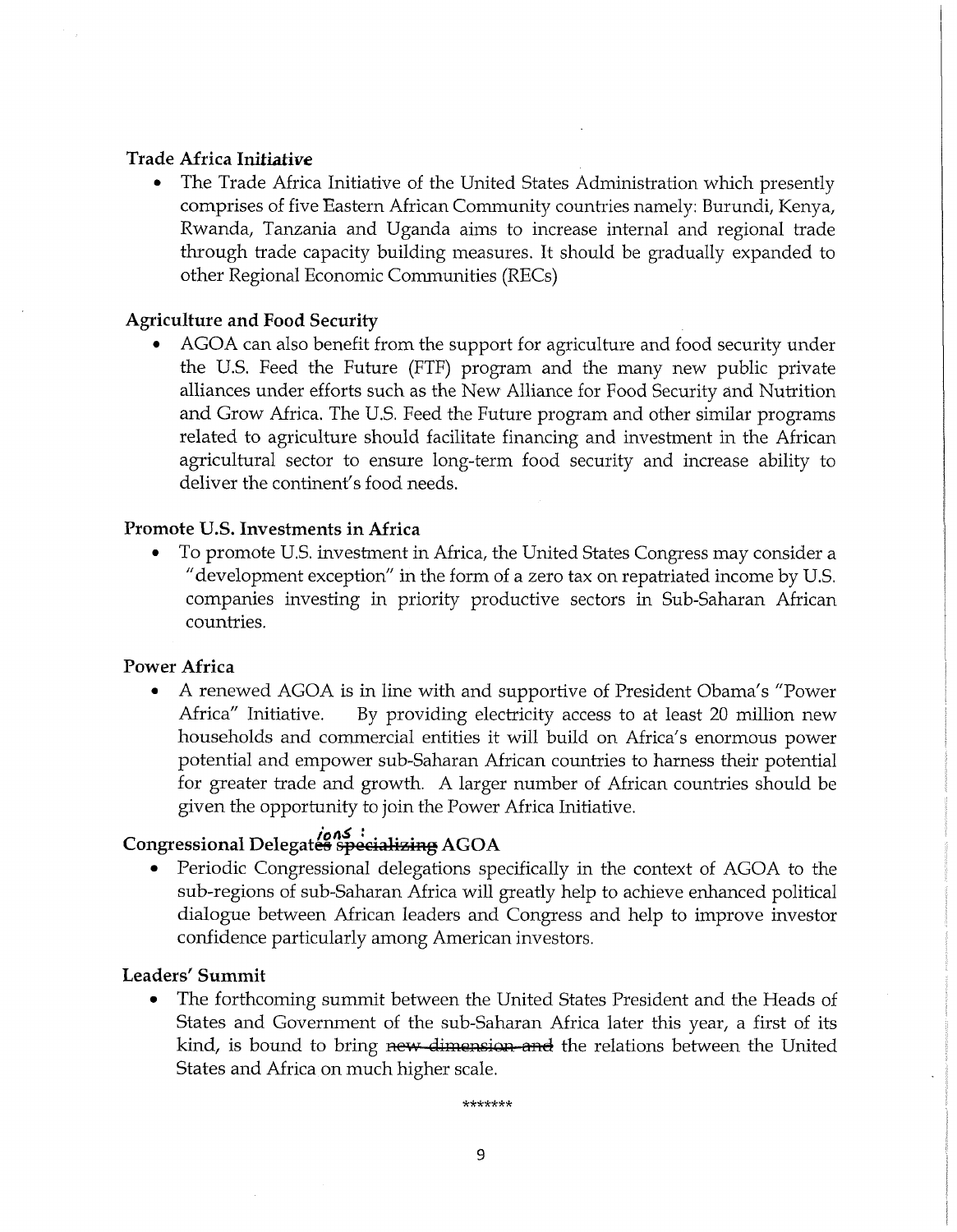**Trade Africa Initiative**

- The Trade Africa Initiative of the United States Administration which presently comprises of five Eastern African Community countries namely: Burundi, Kenya, Rwanda, Tanzania and Uganda aims to increase internal and regional trade through trade capacity building measures. It should be gradually expanded to other Regional Economic Communities (RECs)

**Agriculture and Food Security**

- AGOA can also benefit from the support for agriculture and food security under the U.S. Feed the Future (FTF) program and the many new public private alliances under efforts such as the New Alliance for Food Security and Nutrition and Grow Africa. The U.S. Feed the Future program and other similar programs related to agriculture should facilitate financing and investment in the African agricultural sector to ensure long-term food security and increase ability to deliver the continent's food needs.

**Promote U.S. Investments in Africa**

- To promote U.S. investment in Africa, the United States Congress may consider a "development exception" in the form of a zero tax on repatriated income by U.S. companies investing in priority productive sectors in Sub-Saharan African countries.

**Power Africa**

- A renewed AGOA is in line with and supportive of President Obama's "Power Africa" Initiative. By providing electricity access to at least 20 million new households and commercial entities it will build on Africa's enormous power potential and empower sub-Saharan African countries to harness their potential for greater trade and growth. A larger number of African countries should be given the opportunity to join the Power Africa Initiative.

**Congressional Delegations : AGOA**

- Periodic Congressional delegations specifically in the context of AGOA to the sub-regions of sub-Saharan Africa will greatly help to achieve enhanced political dialogue between African leaders and Congress and help to improve investor confidence particularly among American investors.

**Leaders' Summit**

- The forthcoming summit between the United States President and the Heads of States and Government of the sub-Saharan Africa later this year, a first of its kind, is bound to bring the relations between the United States and Africa on much higher scale.

*******